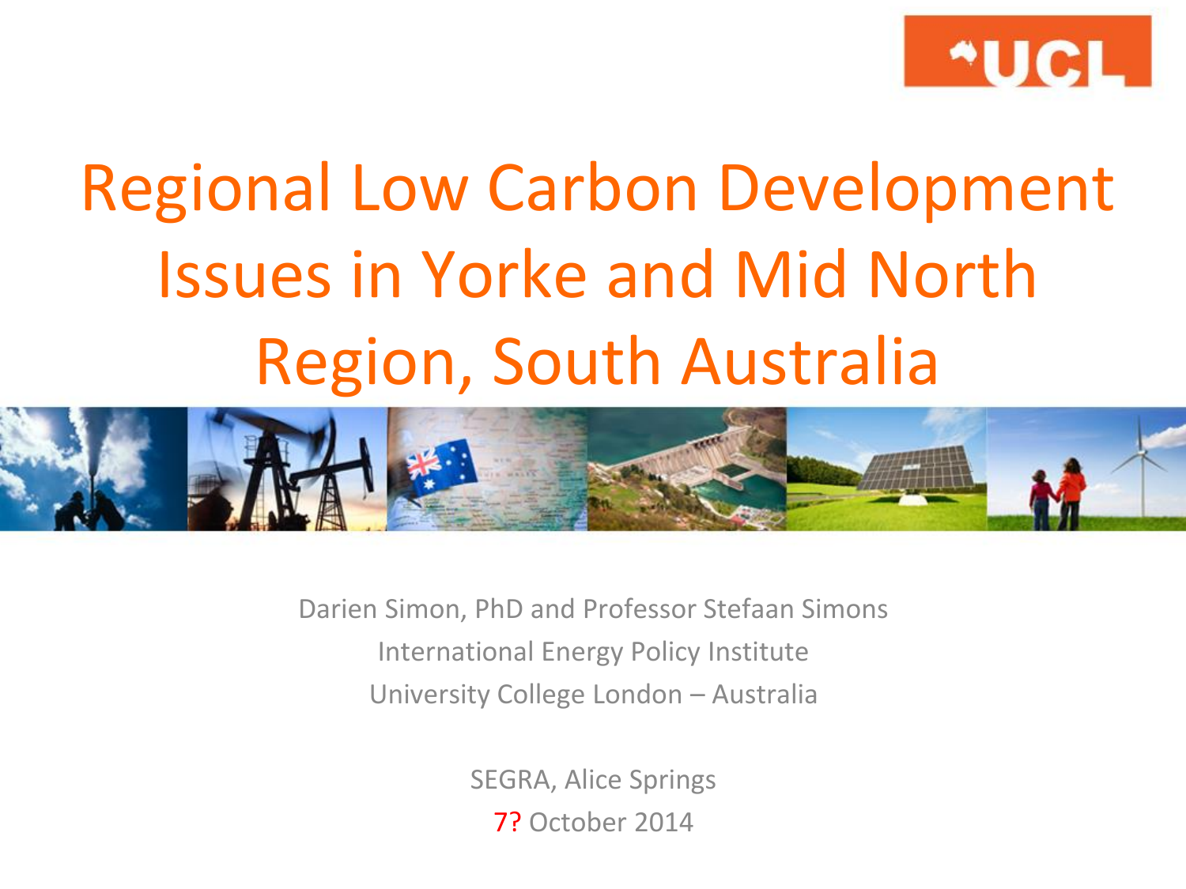# Regional Low Carbon Development Issues in Yorke and Mid North Region, South Australia

Darien Simon, PhD and Professor Stefaan Simons

International Energy Policy Institute

University College London – Australia

SEGRA, Alice Springs

7? October 2014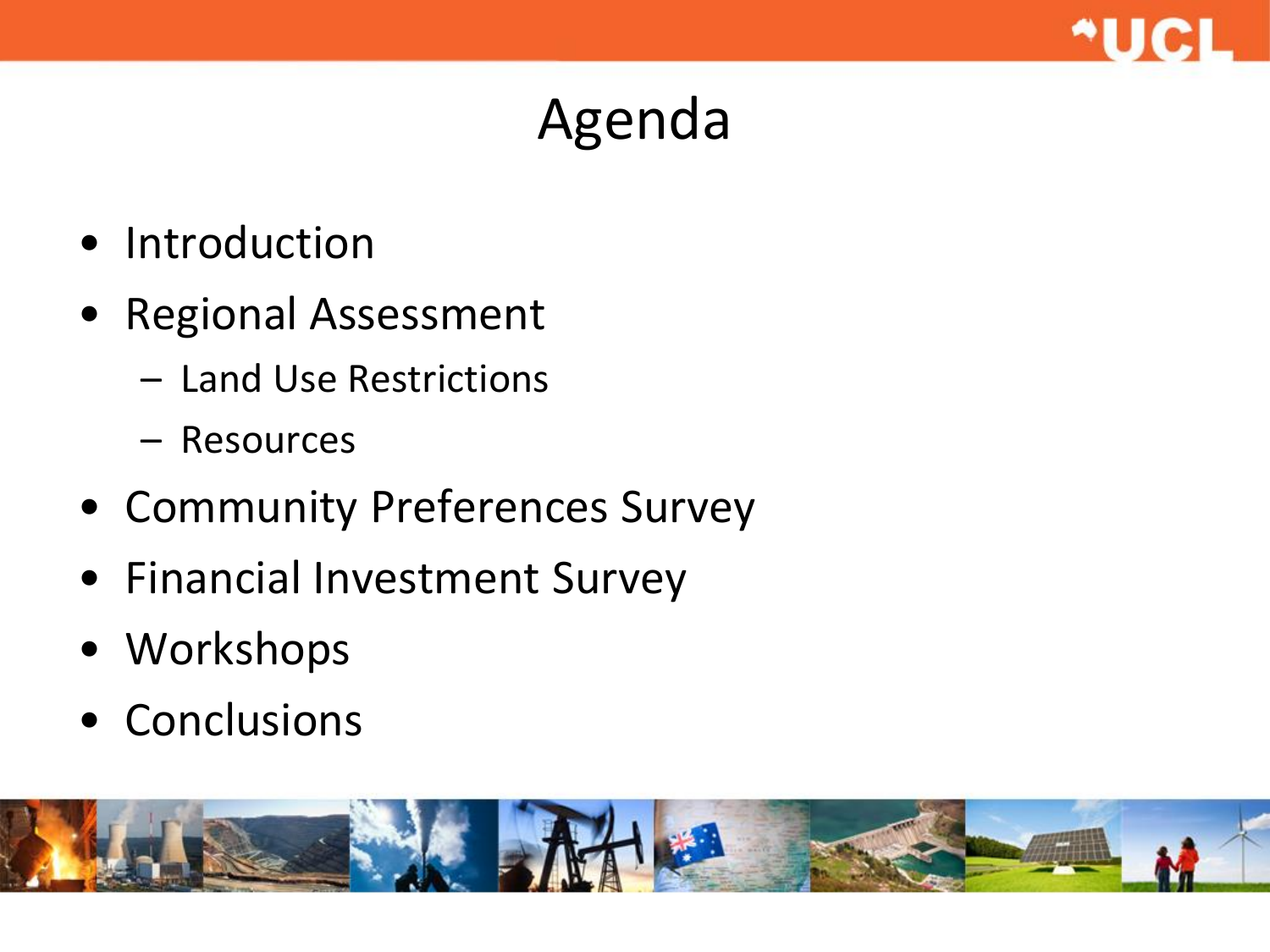# Agenda

- Introduction
- Regional Assessment
  - Land Use Restrictions
  - Resources
- Community Preferences Survey
- Financial Investment Survey
- Workshops
- Conclusions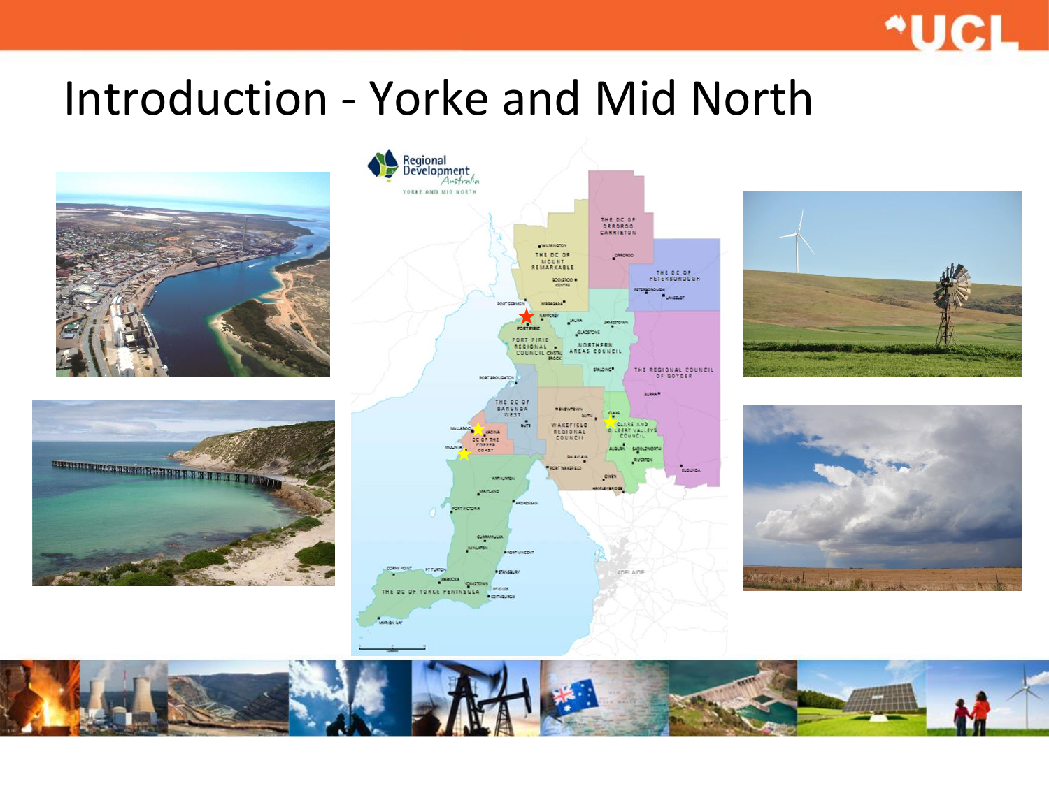# Introduction - Yorke and Mid North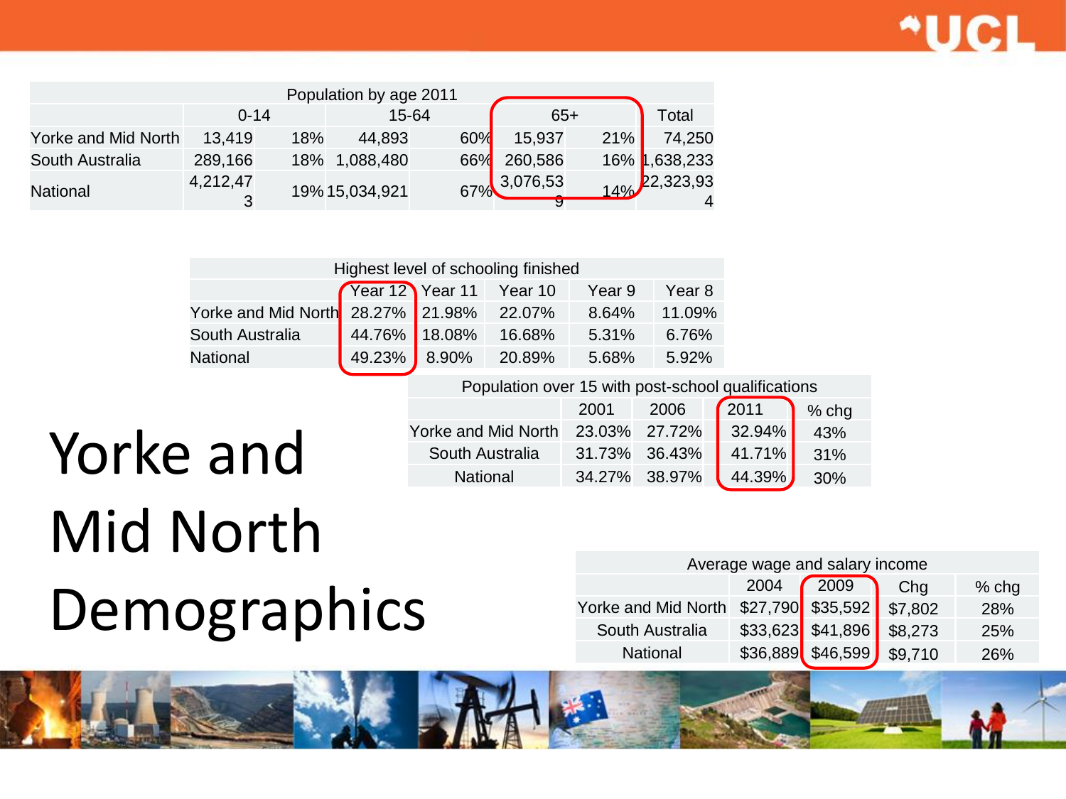# Yorke and Mid North Demographics

| Population by age 2011 | | | | | | | |
|---|---|---|---|---|---|---|---|
| | 0-14 | | 15-64 | | 65+ | | Total |
| Yorke and Mid North | 13,419 | 18% | 44,893 | 60% | 15,937 | 21% | 74,250 |
| South Australia | 289,166 | 18% | 1,088,480 | 66% | 260,586 | 16% | 1,638,233 |
| National | 4,212,473 | 19% | 15,034,921 | 67% | 3,076,539 | 14% | 22,323,934 |

| Highest level of schooling finished | | | | | |
|---|---|---|---|---|---|
| | Year 12 | Year 11 | Year 10 | Year 9 | Year 8 |
| Yorke and Mid North | 28.27% | 21.98% | 22.07% | 8.64% | 11.09% |
| South Australia | 44.76% | 18.08% | 16.68% | 5.31% | 6.76% |
| National | 49.23% | 8.90% | 20.89% | 5.68% | 5.92% |

| Population over 15 with post-school qualifications | | | | |
|---|---|---|---|---|
| | 2001 | 2006 | 2011 | % chg |
| Yorke and Mid North | 23.03% | 27.72% | 32.94% | 43% |
| South Australia | 31.73% | 36.43% | 41.71% | 31% |
| National | 34.27% | 38.97% | 44.39% | 30% |

| Average wage and salary income | | | | |
|---|---|---|---|---|
| | 2004 | 2009 | Chg | % chg |
| Yorke and Mid North | $27,790 | $35,592 | $7,802 | 28% |
| South Australia | $33,623 | $41,896 | $8,273 | 25% |
| National | $36,889 | $46,599 | $9,710 | 26% |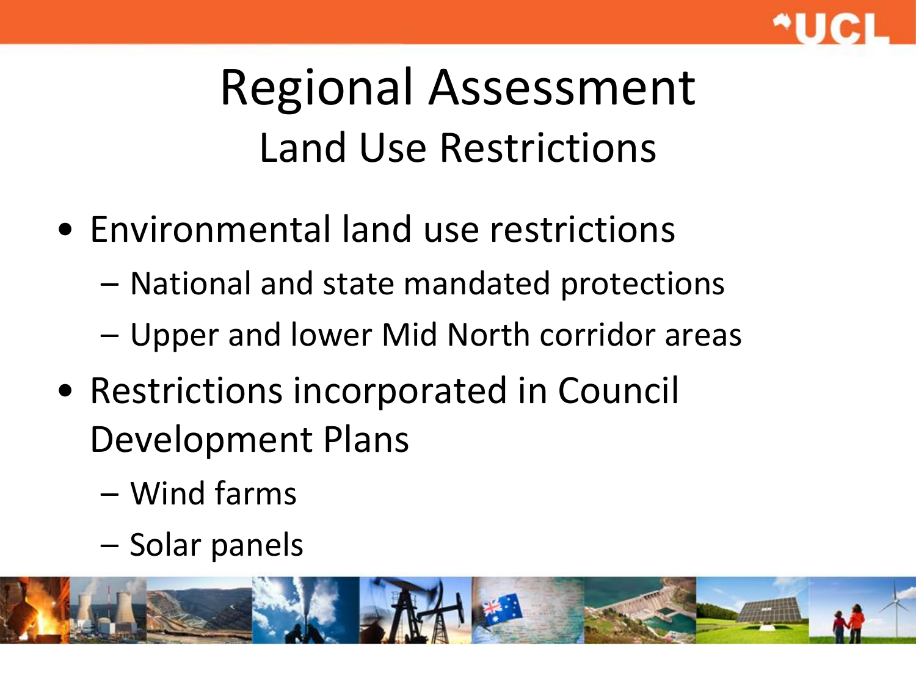# Regional Assessment

## Land Use Restrictions

- Environmental land use restrictions
  - National and state mandated protections
  - Upper and lower Mid North corridor areas
- Restrictions incorporated in Council Development Plans
  - Wind farms
  - Solar panels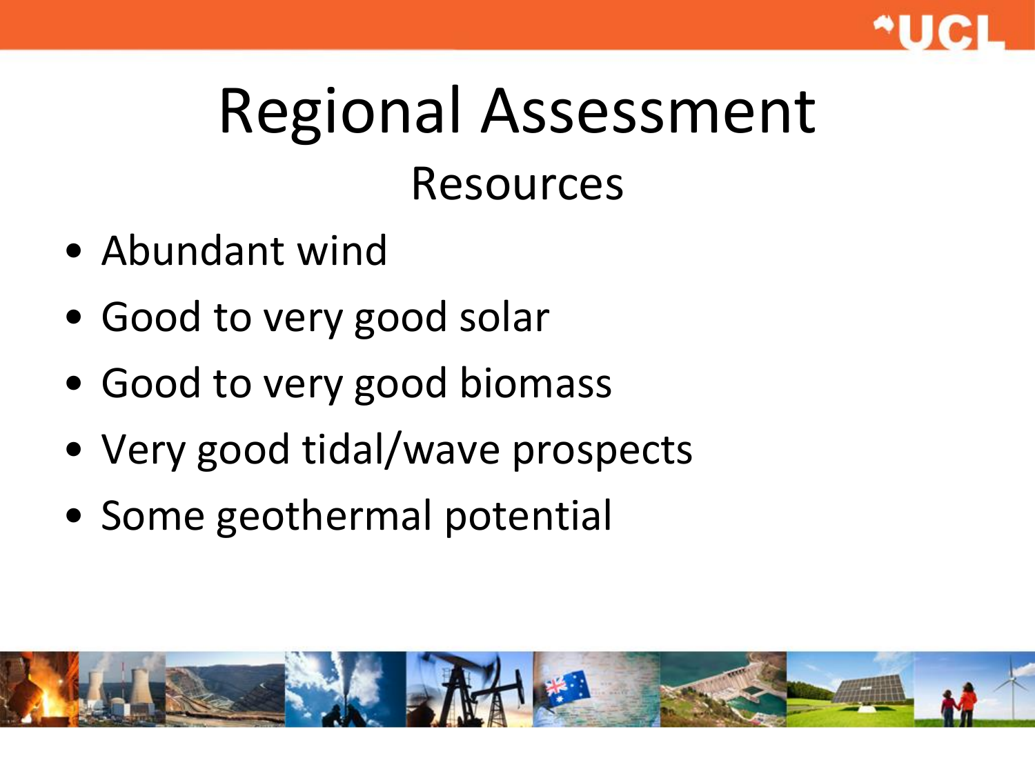# Regional Assessment

## Resources

- Abundant wind
- Good to very good solar
- Good to very good biomass
- Very good tidal/wave prospects
- Some geothermal potential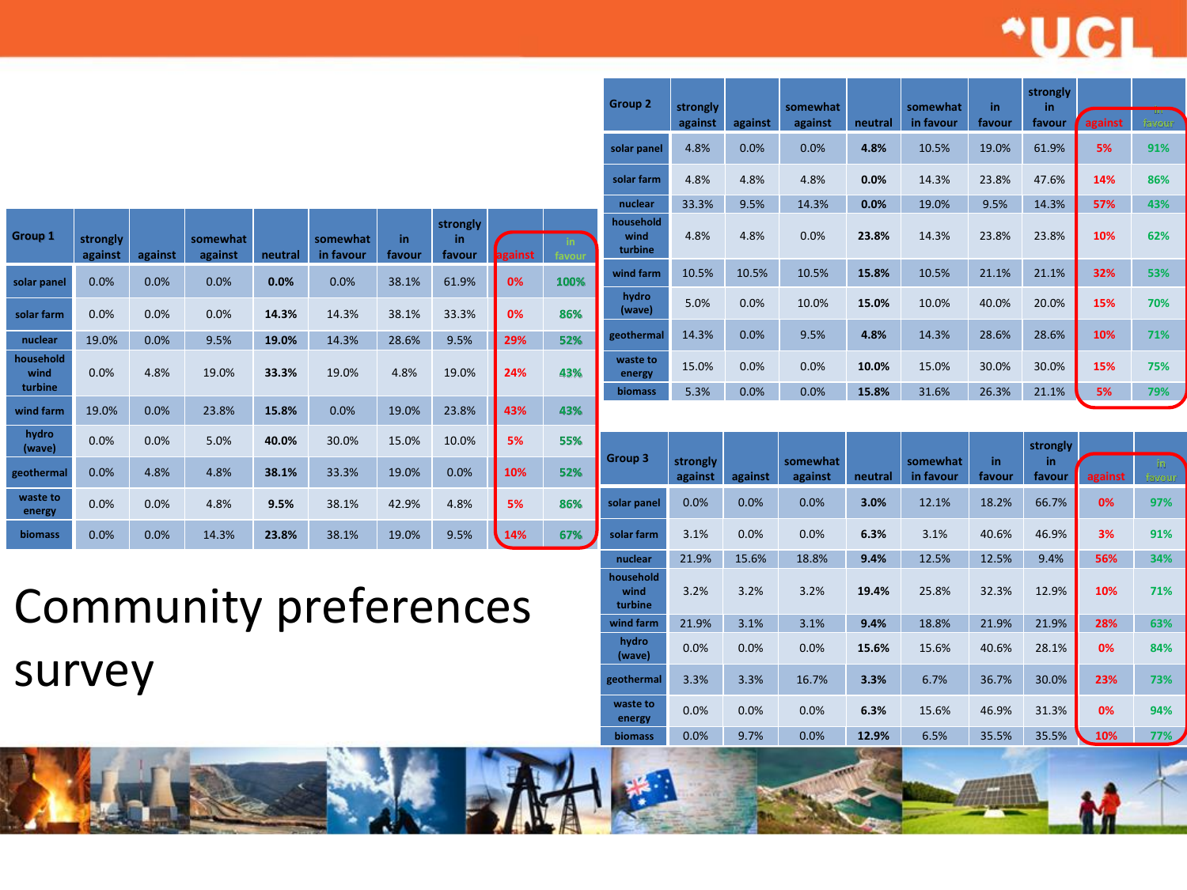# Community preferences survey

| Group 1 | strongly against | against | somewhat against | neutral | somewhat in favour | in favour | strongly in favour | against | in favour |
|---|---|---|---|---|---|---|---|---|---|
| solar panel | 0.0% | 0.0% | 0.0% | **0.0%** | 0.0% | 38.1% | 61.9% | 0% | 100% |
| solar farm | 0.0% | 0.0% | 0.0% | **14.3%** | 14.3% | 38.1% | 33.3% | 0% | 86% |
| nuclear | 19.0% | 0.0% | 9.5% | **19.0%** | 14.3% | 28.6% | 9.5% | 29% | 52% |
| household wind turbine | 0.0% | 4.8% | 19.0% | **33.3%** | 19.0% | 4.8% | 19.0% | 24% | 43% |
| wind farm | 19.0% | 0.0% | 23.8% | **15.8%** | 0.0% | 19.0% | 23.8% | 43% | 43% |
| hydro (wave) | 0.0% | 0.0% | 5.0% | **40.0%** | 30.0% | 15.0% | 10.0% | 5% | 55% |
| geothermal | 0.0% | 4.8% | 4.8% | **38.1%** | 33.3% | 19.0% | 0.0% | 10% | 52% |
| waste to energy | 0.0% | 0.0% | 4.8% | **9.5%** | 38.1% | 42.9% | 4.8% | 5% | 86% |
| biomass | 0.0% | 0.0% | 14.3% | **23.8%** | 38.1% | 19.0% | 9.5% | 14% | 67% |

| Group 2 | strongly against | against | somewhat against | neutral | somewhat in favour | in favour | strongly in favour | against | in favour |
|---|---|---|---|---|---|---|---|---|---|
| solar panel | 4.8% | 0.0% | 0.0% | **4.8%** | 10.5% | 19.0% | 61.9% | 5% | 91% |
| solar farm | 4.8% | 4.8% | 4.8% | **0.0%** | 14.3% | 23.8% | 47.6% | 14% | 86% |
| nuclear | 33.3% | 9.5% | 14.3% | **0.0%** | 19.0% | 9.5% | 14.3% | 57% | 43% |
| household wind turbine | 4.8% | 4.8% | 0.0% | **23.8%** | 14.3% | 23.8% | 23.8% | 10% | 62% |
| wind farm | 10.5% | 10.5% | 10.5% | **15.8%** | 10.5% | 21.1% | 21.1% | 32% | 53% |
| hydro (wave) | 5.0% | 0.0% | 10.0% | **15.0%** | 10.0% | 40.0% | 20.0% | 15% | 70% |
| geothermal | 14.3% | 0.0% | 9.5% | **4.8%** | 14.3% | 28.6% | 28.6% | 10% | 71% |
| waste to energy | 15.0% | 0.0% | 0.0% | **10.0%** | 15.0% | 30.0% | 30.0% | 15% | 75% |
| biomass | 5.3% | 0.0% | 0.0% | **15.8%** | 31.6% | 26.3% | 21.1% | 5% | 79% |

| Group 3 | strongly against | against | somewhat against | neutral | somewhat in favour | in favour | strongly in favour | against | in favour |
|---|---|---|---|---|---|---|---|---|---|
| solar panel | 0.0% | 0.0% | 0.0% | **3.0%** | 12.1% | 18.2% | 66.7% | 0% | 97% |
| solar farm | 3.1% | 0.0% | 0.0% | **6.3%** | 3.1% | 40.6% | 46.9% | 3% | 91% |
| nuclear | 21.9% | 15.6% | 18.8% | **9.4%** | 12.5% | 12.5% | 9.4% | 56% | 34% |
| household wind turbine | 3.2% | 3.2% | 3.2% | **19.4%** | 25.8% | 32.3% | 12.9% | 10% | 71% |
| wind farm | 21.9% | 3.1% | 3.1% | **9.4%** | 18.8% | 21.9% | 21.9% | 28% | 63% |
| hydro (wave) | 0.0% | 0.0% | 0.0% | **15.6%** | 15.6% | 40.6% | 28.1% | 0% | 84% |
| geothermal | 3.3% | 3.3% | 16.7% | **3.3%** | 6.7% | 36.7% | 30.0% | 23% | 73% |
| waste to energy | 0.0% | 0.0% | 0.0% | **6.3%** | 15.6% | 46.9% | 31.3% | 0% | 94% |
| biomass | 0.0% | 9.7% | 0.0% | **12.9%** | 6.5% | 35.5% | 35.5% | 10% | 77% |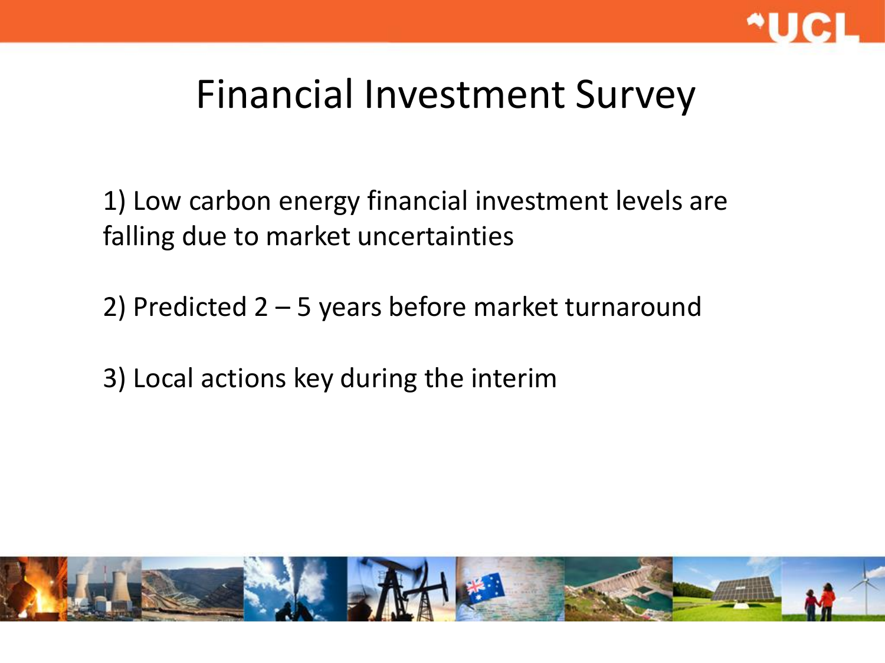# Financial Investment Survey

1) Low carbon energy financial investment levels are falling due to market uncertainties

2) Predicted 2 – 5 years before market turnaround

3) Local actions key during the interim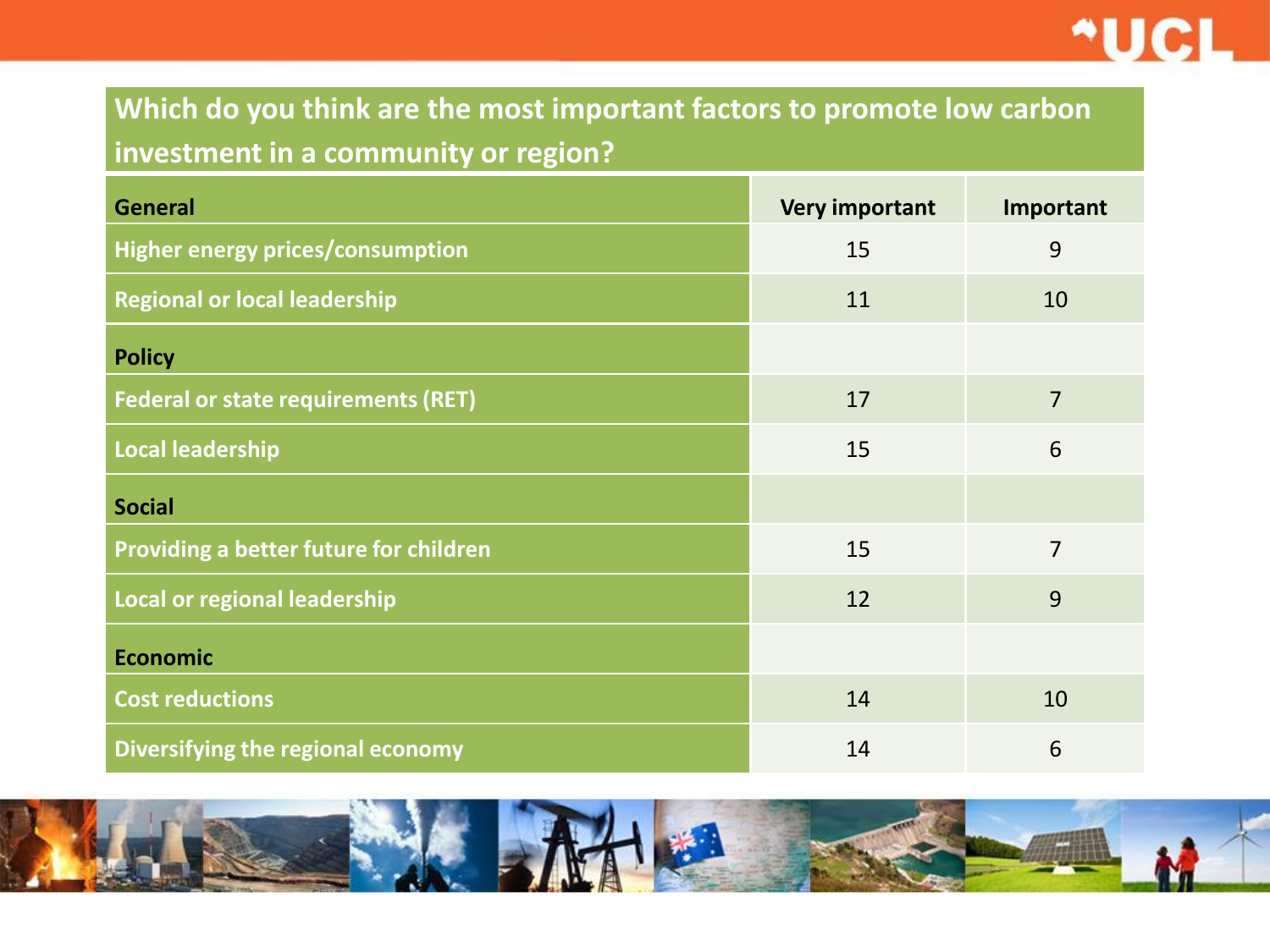## Which do you think are the most important factors to promote low carbon investment in a community or region?

| General | Very important | Important |
|---|---|---|
| Higher energy prices/consumption | 15 | 9 |
| Regional or local leadership | 11 | 10 |
| **Policy** | | |
| Federal or state requirements (RET) | 17 | 7 |
| Local leadership | 15 | 6 |
| **Social** | | |
| Providing a better future for children | 15 | 7 |
| Local or regional leadership | 12 | 9 |
| **Economic** | | |
| Cost reductions | 14 | 10 |
| Diversifying the regional economy | 14 | 6 |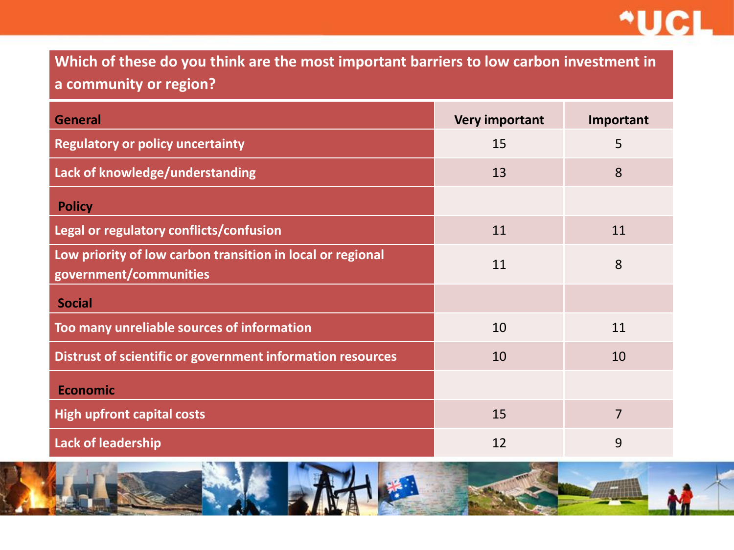## Which of these do you think are the most important barriers to low carbon investment in a community or region?

| General | Very important | Important |
|---|---|---|
| Regulatory or policy uncertainty | 15 | 5 |
| Lack of knowledge/understanding | 13 | 8 |
| **Policy** | | |
| Legal or regulatory conflicts/confusion | 11 | 11 |
| Low priority of low carbon transition in local or regional government/communities | 11 | 8 |
| **Social** | | |
| Too many unreliable sources of information | 10 | 11 |
| Distrust of scientific or government information resources | 10 | 10 |
| **Economic** | | |
| High upfront capital costs | 15 | 7 |
| Lack of leadership | 12 | 9 |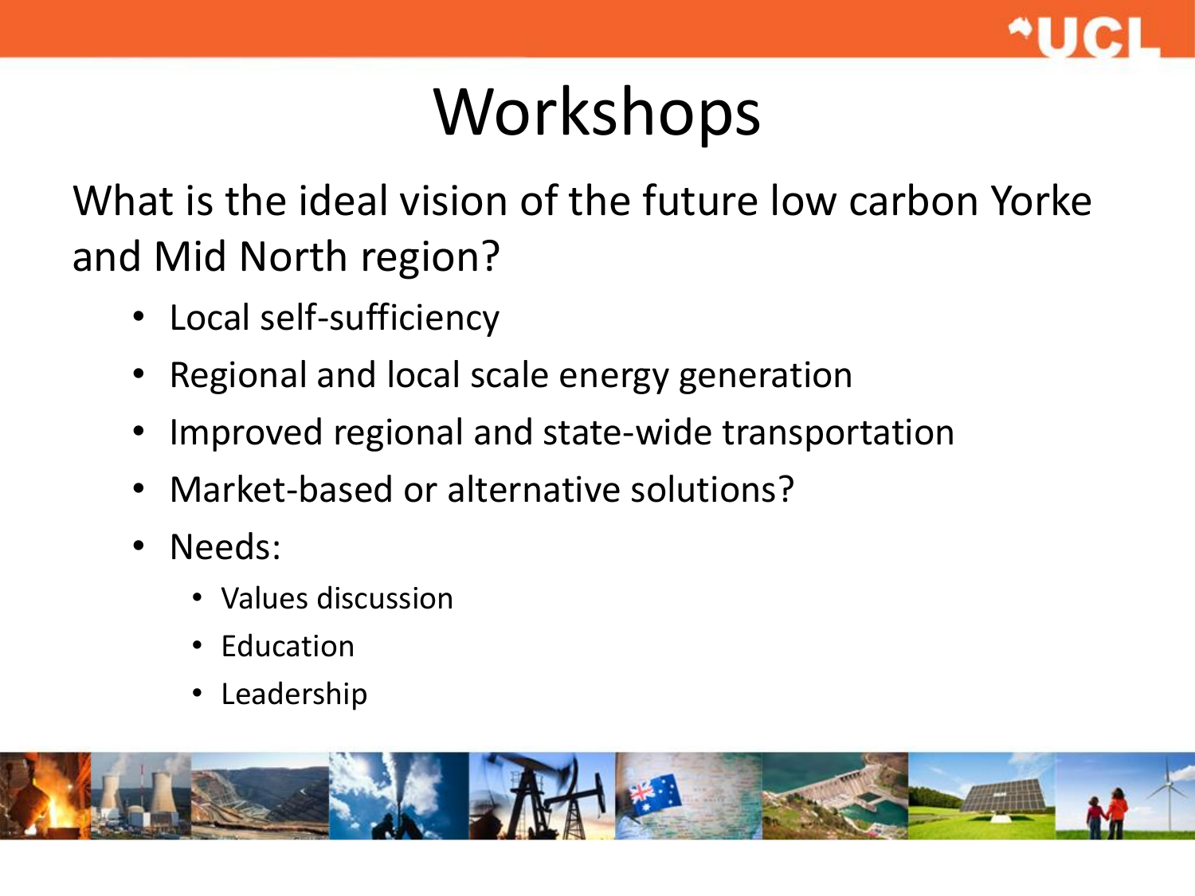# Workshops

What is the ideal vision of the future low carbon Yorke and Mid North region?

- Local self-sufficiency
- Regional and local scale energy generation
- Improved regional and state-wide transportation
- Market-based or alternative solutions?
- Needs:
  - Values discussion
  - Education
  - Leadership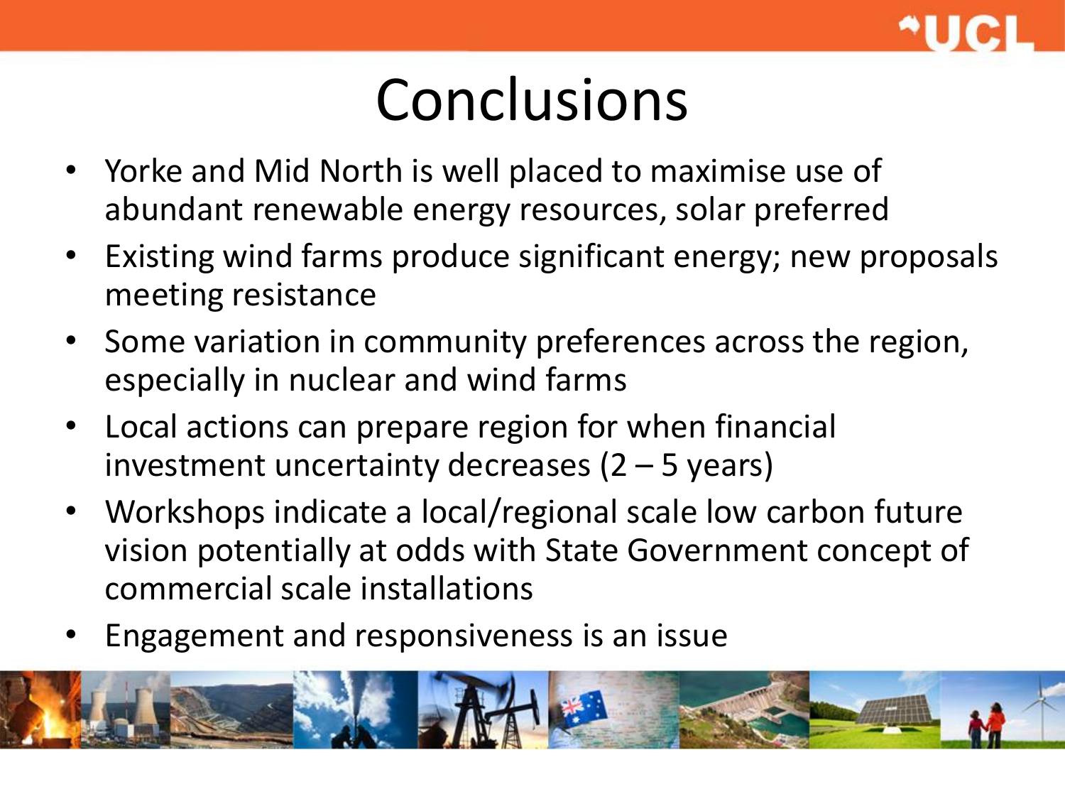# Conclusions

- Yorke and Mid North is well placed to maximise use of abundant renewable energy resources, solar preferred
- Existing wind farms produce significant energy; new proposals meeting resistance
- Some variation in community preferences across the region, especially in nuclear and wind farms
- Local actions can prepare region for when financial investment uncertainty decreases (2 – 5 years)
- Workshops indicate a local/regional scale low carbon future vision potentially at odds with State Government concept of commercial scale installations
- Engagement and responsiveness is an issue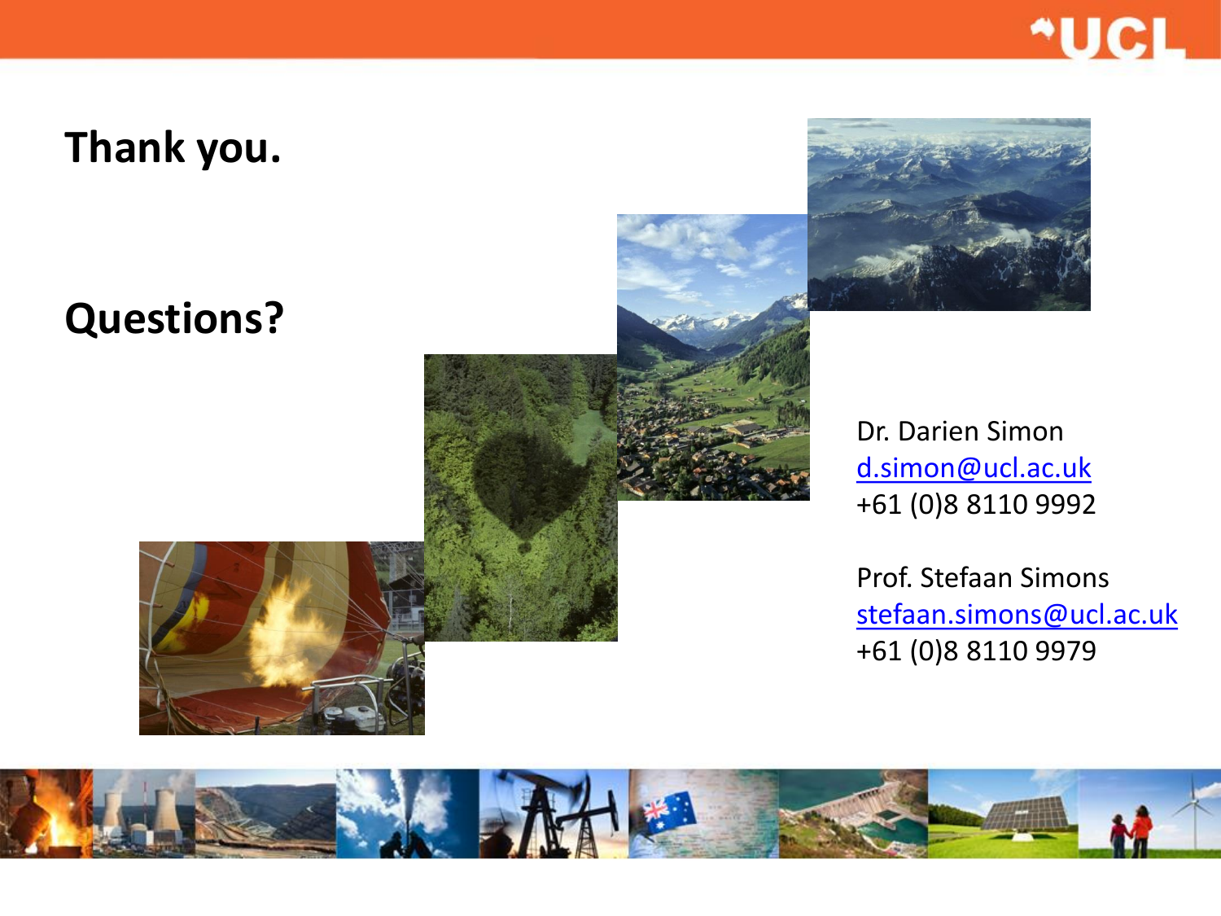# Thank you.

# Questions?

Dr. Darien Simon
d.simon@ucl.ac.uk
+61 (0)8 8110 9992

Prof. Stefaan Simons
stefaan.simons@ucl.ac.uk
+61 (0)8 8110 9979